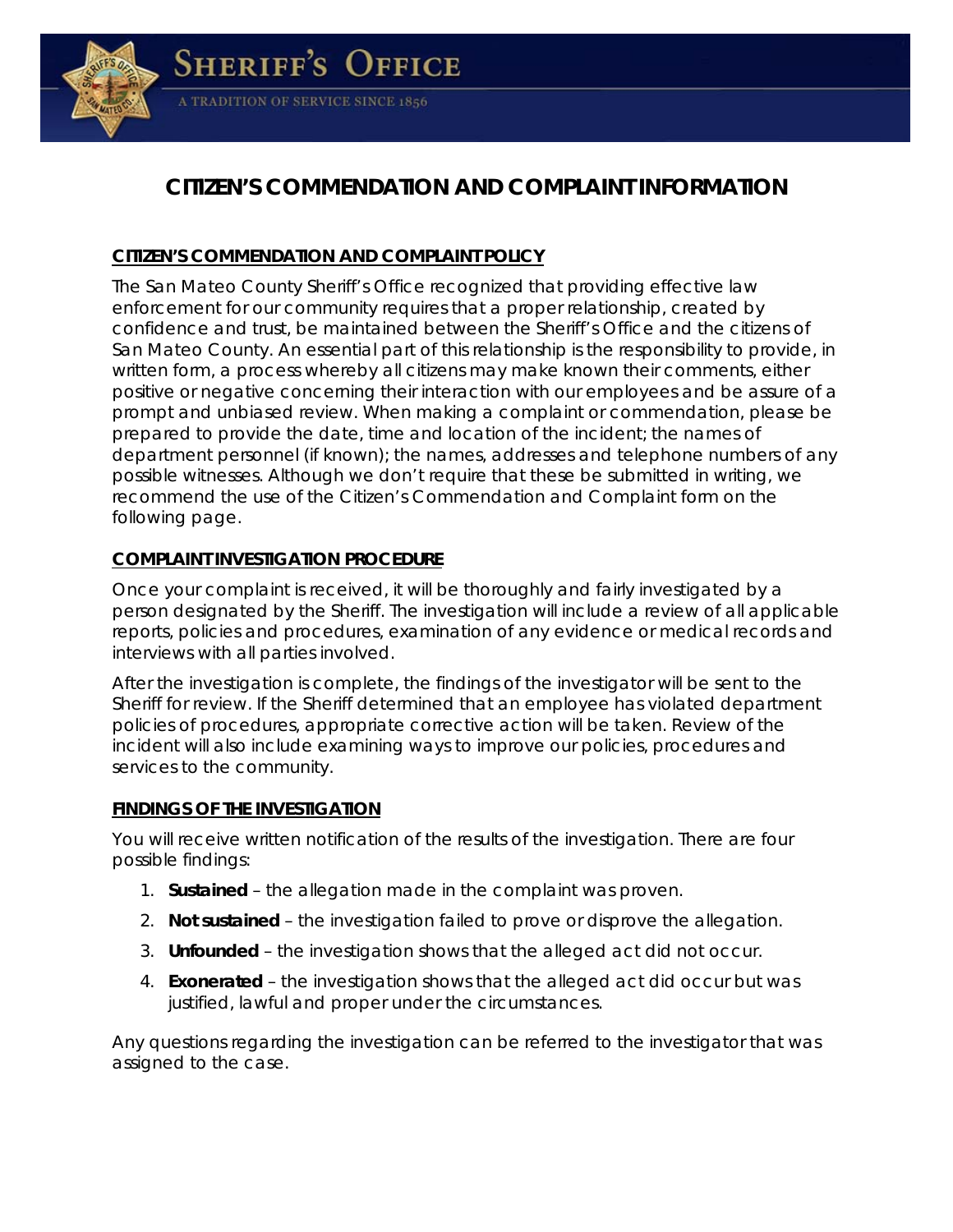# CITIZEN'S COMMENDATION AND COMPLAINT INFORMATION

## CITIZEN'S COMMENDATION AND COMPLAINT POLICY

The San Mateo County Sheriff's Office recognized that providing effective law enforcement for our community requires that a proper relationship, created by confidence and trust, be maintained between the Sheriff's Office and the citizens of San Mateo County. An essential part of this relationship is the responsibility to provide, in written form, a process whereby all citizens may make known their comments, either positive or negative concerning their interaction with our employees and be assure of a prompt and unbiased review. When making a complaint or commendation, please be prepared to provide the date, time and location of the incident; the names of department personnel (if known); the names, addresses and telephone numbers of any possible witnesses. Although we don't require that these be submitted in writing, we recommend the use of the Citizen's Commendation and Complaint form on the following page.

## COMPLAINT INVESTIGATION PROCEDURE

Once your complaint is received, it will be thoroughly and fairly investigated by a person designated by the Sheriff. The investigation will include a review of all applicable reports, policies and procedures, examination of any evidence or medical records and interviews with all parties involved.

After the investigation is complete, the findings of the investigator will be sent to the Sheriff for review. If the Sheriff determined that an employee has violated department policies of procedures, appropriate corrective action will be taken. Review of the incident will also include examining ways to improve our policies, procedures and services to the community.

## FINDINGS OF THE INVESTIGATION

You will receive written notification of the results of the investigation. There are four possible findings:

1. **Sustained** – the allegation made in the complaint was proven.
2. **Not sustained** – the investigation failed to prove or disprove the allegation.
3. **Unfounded** – the investigation shows that the alleged act did not occur.
4. **Exonerated** – the investigation shows that the alleged act did occur but was justified, lawful and proper under the circumstances.

Any questions regarding the investigation can be referred to the investigator that was assigned to the case.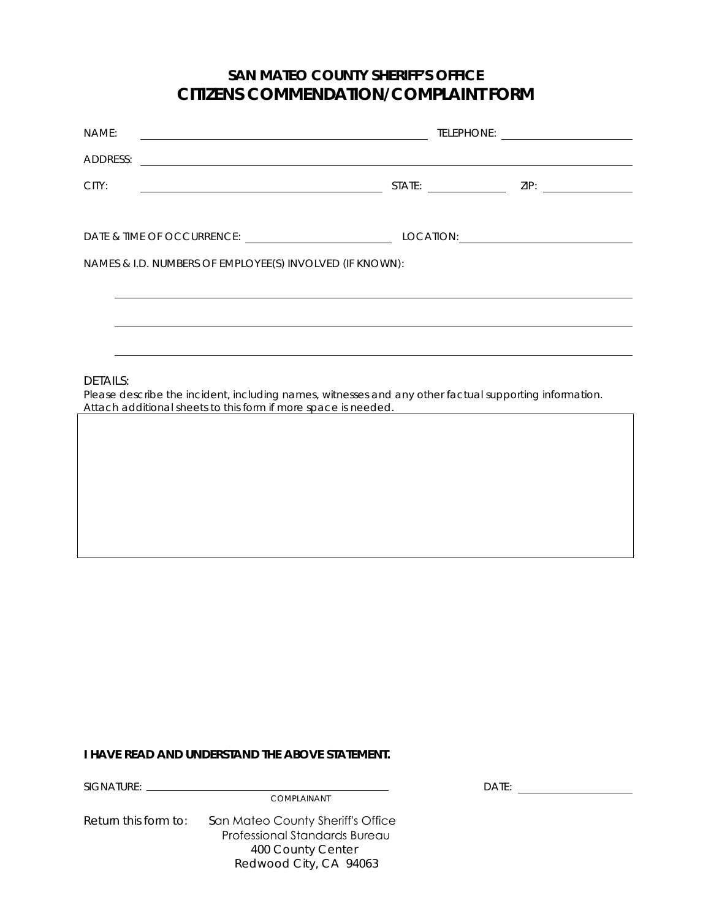# SAN MATEO COUNTY SHERIFF'S OFFICE
## CITIZENS COMMENDATION/COMPLAINT FORM

NAME: ______________________________ TELEPHONE: ______________

ADDRESS: ______________________________________________

CITY: ______________________ STATE: __________ ZIP: __________

DATE & TIME OF OCCURRENCE: ______________ LOCATION: ______________

NAMES & I.D. NUMBERS OF EMPLOYEE(S) INVOLVED (IF KNOWN):

______________________________________________

______________________________________________

______________________________________________

DETAILS:

*Please describe the incident, including names, witnesses and any other factual supporting information. Attach additional sheets to this form if more space is needed.*

| |
|---|
| |

**I HAVE READ AND UNDERSTAND THE ABOVE STATEMENT.**

SIGNATURE: ______________________________ DATE: ______________
COMPLAINANT

Return this form to: San Mateo County Sheriff's Office
Professional Standards Bureau
400 County Center
Redwood City, CA 94063